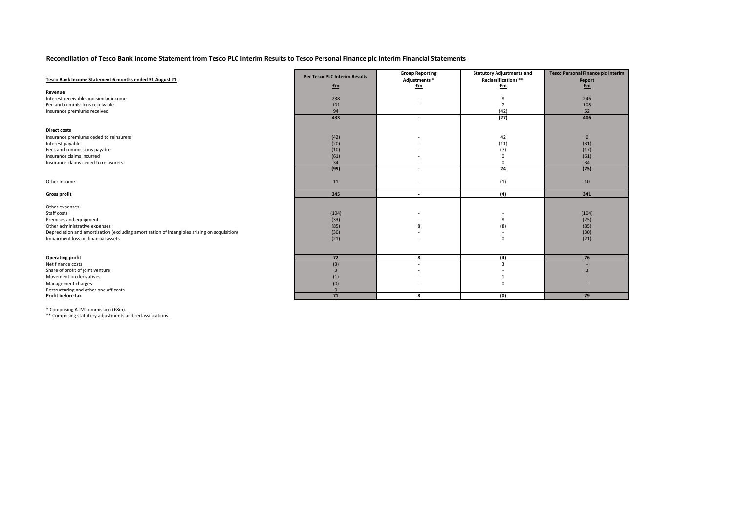# Reconciliation of Tesco Bank Income Statement from Tesco PLC Interim Results to Tesco Personal Finance plc Interim Financial Statements

| Tesco Bank Income Statement 6 months ended 31 August 21 | Per Tesco PLC Interim Results | Group Reporting Adjustments * | Statutory Adjustments and Reclassifications ** | Tesco Personal Finance plc Interim Report |
|---|---|---|---|---|
| | £m | £m | £m | £m |
| **Revenue** | | | | |
| Interest receivable and similar income | 238 | - | 8 | 246 |
| Fee and commissions receivable | 101 | - | 7 | 108 |
| Insurance premiums received | 94 | | (42) | 52 |
| | **433** | **-** | **(27)** | **406** |
| **Direct costs** | | | | |
| Insurance premiums ceded to reinsurers | (42) | - | 42 | 0 |
| Interest payable | (20) | - | (11) | (31) |
| Fees and commissions payable | (10) | - | (7) | (17) |
| Insurance claims incurred | (61) | - | 0 | (61) |
| Insurance claims ceded to reinsurers | 34 | - | 0 | 34 |
| | **(99)** | **-** | **24** | **(75)** |
| Other income | 11 | - | (1) | 10 |
| **Gross profit** | **345** | **-** | **(4)** | **341** |
| Other expenses | | | | |
| Staff costs | (104) | - | - | (104) |
| Premises and equipment | (33) | - | 8 | (25) |
| Other administrative expenses | (85) | 8 | (8) | (85) |
| Depreciation and amortisation (excluding amortisation of intangibles arising on acquisition) | (30) | - | - | (30) |
| Impairment loss on financial assets | (21) | - | 0 | (21) |
| **Operating profit** | **72** | **8** | **(4)** | **76** |
| Net finance costs | (3) | - | 3 | - |
| Share of profit of joint venture | 3 | - | - | 3 |
| Movement on derivatives | (1) | - | 1 | - |
| Management charges | (0) | - | 0 | - |
| Restructuring and other one off costs | 0 | - | - | - |
| **Profit before tax** | **71** | **8** | **(0)** | **79** |

\* Comprising ATM commission (£8m).

\*\* Comprising statutory adjustments and reclassifications.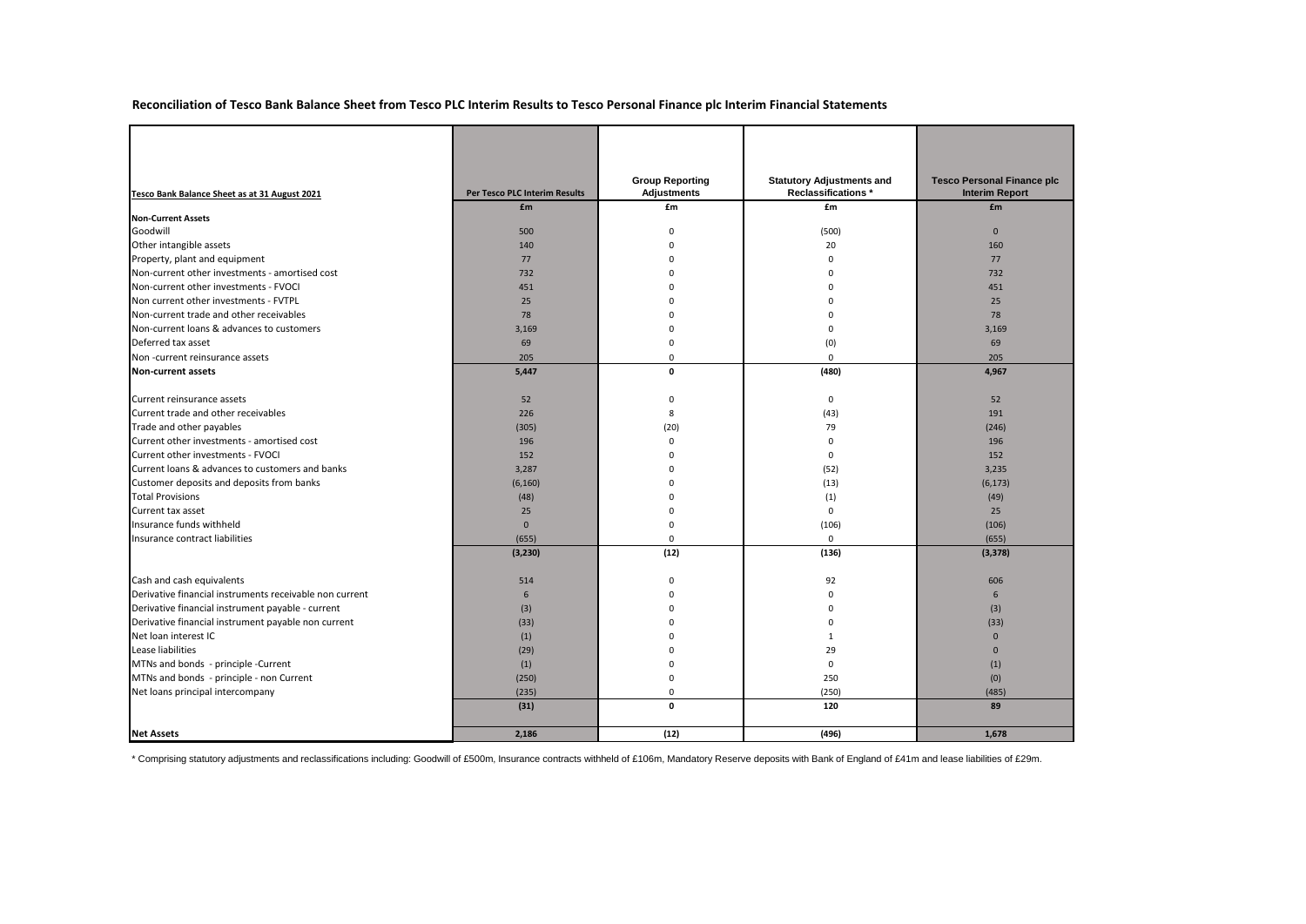**Reconciliation of Tesco Bank Balance Sheet from Tesco PLC Interim Results to Tesco Personal Finance plc Interim Financial Statements**

| Tesco Bank Balance Sheet as at 31 August 2021 | Per Tesco PLC Interim Results | Group Reporting Adjustments | Statutory Adjustments and Reclassifications * | Tesco Personal Finance plc Interim Report |
|---|---|---|---|---|
| | £m | £m | £m | £m |
| **Non-Current Assets** | | | | |
| Goodwill | 500 | 0 | (500) | 0 |
| Other intangible assets | 140 | 0 | 20 | 160 |
| Property, plant and equipment | 77 | 0 | 0 | 77 |
| Non-current other investments - amortised cost | 732 | 0 | 0 | 732 |
| Non-current other investments - FVOCI | 451 | 0 | 0 | 451 |
| Non current other investments - FVTPL | 25 | 0 | 0 | 25 |
| Non-current trade and other receivables | 78 | 0 | 0 | 78 |
| Non-current loans & advances to customers | 3,169 | 0 | 0 | 3,169 |
| Deferred tax asset | 69 | 0 | (0) | 69 |
| Non -current reinsurance assets | 205 | 0 | 0 | 205 |
| **Non-current assets** | **5,447** | **0** | **(480)** | **4,967** |
| | | | | |
| Current reinsurance assets | 52 | 0 | 0 | 52 |
| Current trade and other receivables | 226 | 8 | (43) | 191 |
| Trade and other payables | (305) | (20) | 79 | (246) |
| Current other investments - amortised cost | 196 | 0 | 0 | 196 |
| Current other investments - FVOCI | 152 | 0 | 0 | 152 |
| Current loans & advances to customers and banks | 3,287 | 0 | (52) | 3,235 |
| Customer deposits and deposits from banks | (6,160) | 0 | (13) | (6,173) |
| Total Provisions | (48) | 0 | (1) | (49) |
| Current tax asset | 25 | 0 | 0 | 25 |
| Insurance funds withheld | 0 | 0 | (106) | (106) |
| Insurance contract liabilities | (655) | 0 | 0 | (655) |
| | **(3,230)** | **(12)** | **(136)** | **(3,378)** |
| | | | | |
| Cash and cash equivalents | 514 | 0 | 92 | 606 |
| Derivative financial instruments receivable non current | 6 | 0 | 0 | 6 |
| Derivative financial instrument payable - current | (3) | 0 | 0 | (3) |
| Derivative financial instrument payable non current | (33) | 0 | 0 | (33) |
| Net loan interest IC | (1) | 0 | 1 | 0 |
| Lease liabilities | (29) | 0 | 29 | 0 |
| MTNs and bonds - principle -Current | (1) | 0 | 0 | (1) |
| MTNs and bonds - principle - non Current | (250) | 0 | 250 | (0) |
| Net loans principal intercompany | (235) | 0 | (250) | (485) |
| | **(31)** | **0** | **120** | **89** |
| | | | | |
| **Net Assets** | **2,186** | **(12)** | **(496)** | **1,678** |

\* Comprising statutory adjustments and reclassifications including: Goodwill of £500m, Insurance contracts withheld of £106m, Mandatory Reserve deposits with Bank of England of £41m and lease liabilities of £29m.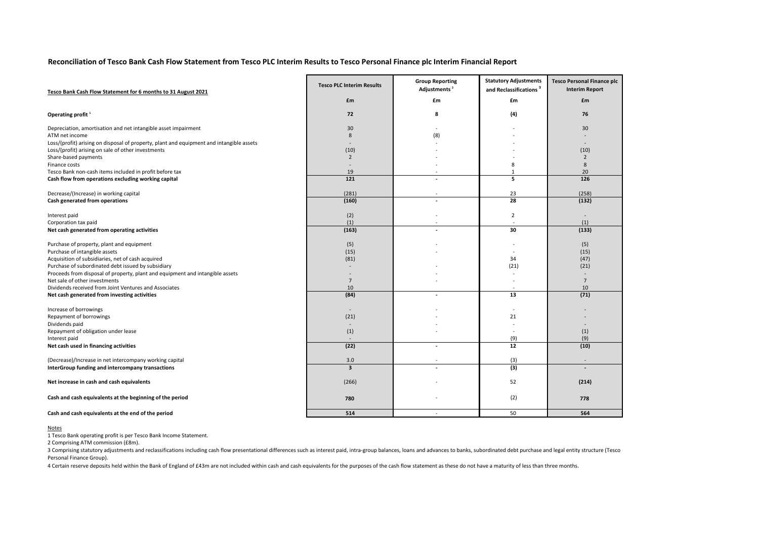## Reconciliation of Tesco Bank Cash Flow Statement from Tesco PLC Interim Results to Tesco Personal Finance plc Interim Financial Report

| Tesco Bank Cash Flow Statement for 6 months to 31 August 2021 | Tesco PLC Interim Results | Group Reporting Adjustments [2] | Statutory Adjustments and Reclassifications [3] | Tesco Personal Finance plc Interim Report |
|---|---|---|---|---|
| | £m | £m | £m | £m |
| **Operating profit** [1] | **72** | **8** | **(4)** | **76** |
| Depreciation, amortisation and net intangible asset impairment | 30 | - | - | 30 |
| ATM net income | 8 | (8) | - | - |
| Loss/(profit) arising on disposal of property, plant and equipment and intangible assets | - | - | - | - |
| Loss/(profit) arising on sale of other investments | (10) | - | - | (10) |
| Share-based payments | 2 | - | - | 2 |
| Finance costs | - | - | 8 | 8 |
| Tesco Bank non-cash items included in profit before tax | 19 | - | 1 | 20 |
| **Cash flow from operations excluding working capital** | **121** | **-** | **5** | **126** |
| Decrease/(Increase) in working capital | (281) | - | 23 | (258) |
| **Cash generated from operations** | **(160)** | **-** | **28** | **(132)** |
| Interest paid | (2) | - | 2 | - |
| Corporation tax paid | (1) | - | - | (1) |
| **Net cash generated from operating activities** | **(163)** | **-** | **30** | **(133)** |
| Purchase of property, plant and equipment | (5) | - | - | (5) |
| Purchase of intangible assets | (15) | - | - | (15) |
| Acquisition of subsidiaries, net of cash acquired | (81) | | 34 | (47) |
| Purchase of subordinated debt issued by subsidiary | - | - | (21) | (21) |
| Proceeds from disposal of property, plant and equipment and intangible assets | - | - | - | - |
| Net sale of other investments | 7 | - | - | 7 |
| Dividends received from Joint Ventures and Associates | 10 | | - | 10 |
| **Net cash generated from investing activities** | **(84)** | **-** | **13** | **(71)** |
| Increase of borrowings | - | - | - | - |
| Repayment of borrowings | (21) | - | 21 | - |
| Dividends paid | - | - | - | - |
| Repayment of obligation under lease | (1) | - | - | (1) |
| Interest paid | - | | (9) | (9) |
| **Net cash used in financing activities** | **(22)** | **-** | **12** | **(10)** |
| (Decrease)/Increase in net intercompany working capital | 3.0 | - | (3) | - |
| **InterGroup funding and intercompany transactions** | **3** | **-** | **(3)** | **-** |
| **Net increase in cash and cash equivalents** | (266) | - | 52 | **(214)** |
| **Cash and cash equivalents at the beginning of the period** | **780** | - | (2) | **778** |
| **Cash and cash equivalents at the end of the period** | **514** | - | 50 | **564** |

Notes

1 Tesco Bank operating profit is per Tesco Bank Income Statement.

2 Comprising ATM commission (£8m).

3 Comprising statutory adjustments and reclassifications including cash flow presentational differences such as interest paid, intra-group balances, loans and advances to banks, subordinated debt purchase and legal entity structure (Tesco Personal Finance Group).

4 Certain reserve deposits held within the Bank of England of £43m are not included within cash and cash equivalents for the purposes of the cash flow statement as these do not have a maturity of less than three months.